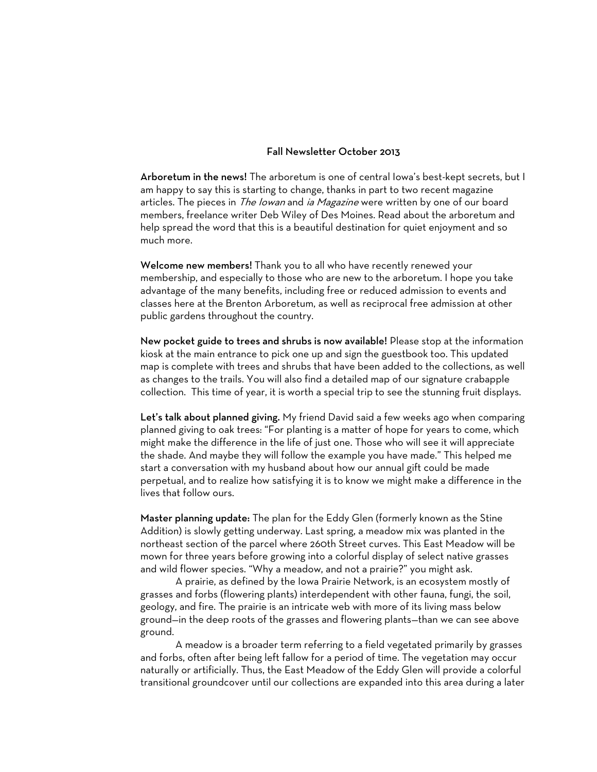## Fall Newsletter October 2013

**Arboretum in the news!** The arboretum is one of central Iowa's best-kept secrets, but I am happy to say this is starting to change, thanks in part to two recent magazine articles. The pieces in *The Iowan* and *ia Magazine* were written by one of our board members, freelance writer Deb Wiley of Des Moines. Read about the arboretum and help spread the word that this is a beautiful destination for quiet enjoyment and so much more.

**Welcome new members!** Thank you to all who have recently renewed your membership, and especially to those who are new to the arboretum. I hope you take advantage of the many benefits, including free or reduced admission to events and classes here at the Brenton Arboretum, as well as reciprocal free admission at other public gardens throughout the country.

**New pocket guide to trees and shrubs is now available!** Please stop at the information kiosk at the main entrance to pick one up and sign the guestbook too. This updated map is complete with trees and shrubs that have been added to the collections, as well as changes to the trails. You will also find a detailed map of our signature crabapple collection. This time of year, it is worth a special trip to see the stunning fruit displays.

**Let's talk about planned giving.** My friend David said a few weeks ago when comparing planned giving to oak trees: "For planting is a matter of hope for years to come, which might make the difference in the life of just one. Those who will see it will appreciate the shade. And maybe they will follow the example you have made." This helped me start a conversation with my husband about how our annual gift could be made perpetual, and to realize how satisfying it is to know we might make a difference in the lives that follow ours.

**Master planning update:** The plan for the Eddy Glen (formerly known as the Stine Addition) is slowly getting underway. Last spring, a meadow mix was planted in the northeast section of the parcel where 260th Street curves. This East Meadow will be mown for three years before growing into a colorful display of select native grasses and wild flower species. "Why a meadow, and not a prairie?" you might ask.

A prairie, as defined by the Iowa Prairie Network, is an ecosystem mostly of grasses and forbs (flowering plants) interdependent with other fauna, fungi, the soil, geology, and fire. The prairie is an intricate web with more of its living mass below ground—in the deep roots of the grasses and flowering plants—than we can see above ground.

A meadow is a broader term referring to a field vegetated primarily by grasses and forbs, often after being left fallow for a period of time. The vegetation may occur naturally or artificially. Thus, the East Meadow of the Eddy Glen will provide a colorful transitional groundcover until our collections are expanded into this area during a later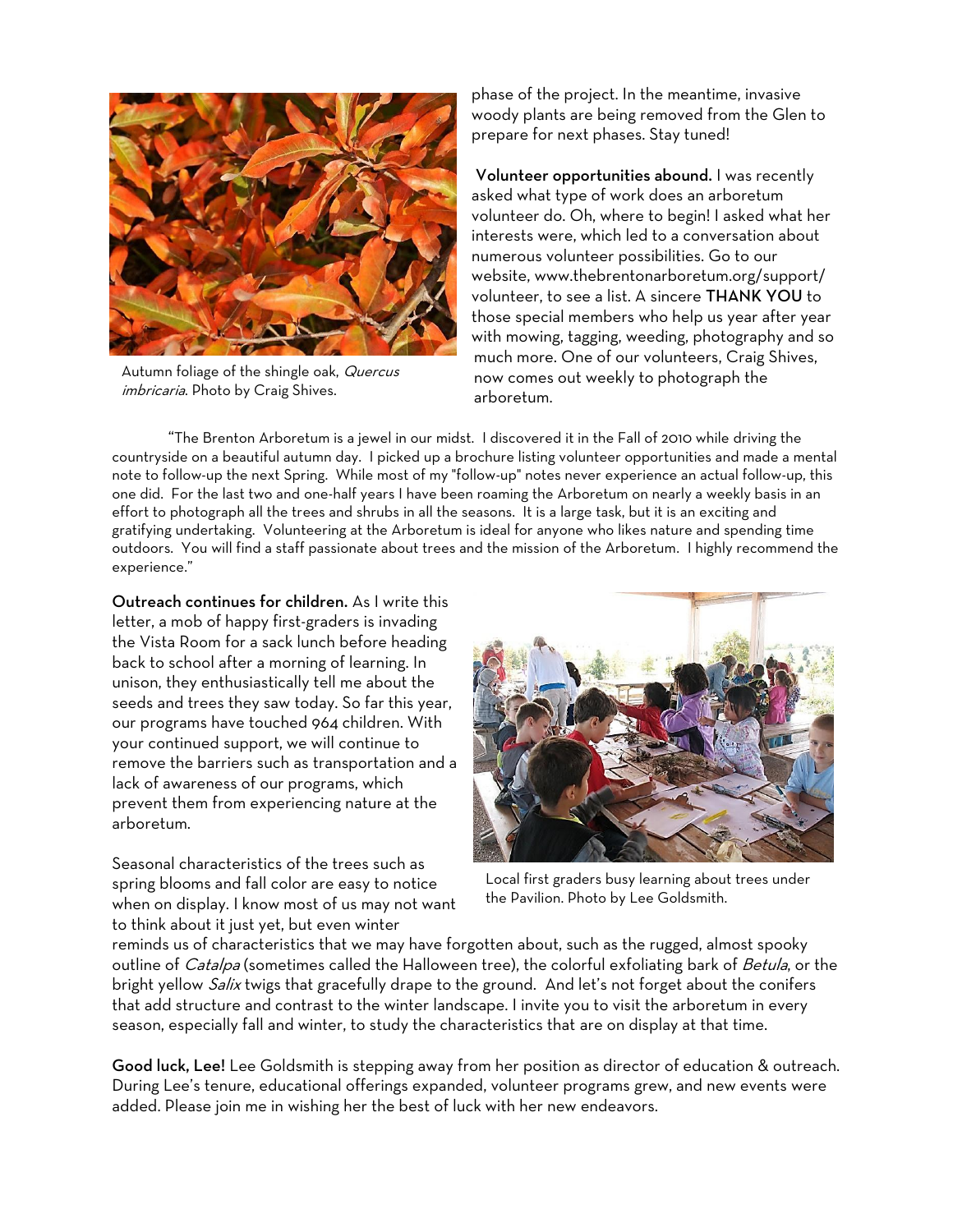Autumn foliage of the shingle oak, *Quercus imbricaria*. Photo by Craig Shives.

phase of the project. In the meantime, invasive woody plants are being removed from the Glen to prepare for next phases. Stay tuned!

**Volunteer opportunities abound.** I was recently asked what type of work does an arboretum volunteer do. Oh, where to begin! I asked what her interests were, which led to a conversation about numerous volunteer possibilities. Go to our website, www.thebrentonarboretum.org/support/volunteer, to see a list. A sincere **THANK YOU** to those special members who help us year after year with mowing, tagging, weeding, photography and so much more. One of our volunteers, Craig Shives, now comes out weekly to photograph the arboretum.

"The Brenton Arboretum is a jewel in our midst. I discovered it in the Fall of 2010 while driving the countryside on a beautiful autumn day. I picked up a brochure listing volunteer opportunities and made a mental note to follow-up the next Spring. While most of my "follow-up" notes never experience an actual follow-up, this one did. For the last two and one-half years I have been roaming the Arboretum on nearly a weekly basis in an effort to photograph all the trees and shrubs in all the seasons. It is a large task, but it is an exciting and gratifying undertaking. Volunteering at the Arboretum is ideal for anyone who likes nature and spending time outdoors. You will find a staff passionate about trees and the mission of the Arboretum. I highly recommend the experience."

**Outreach continues for children.** As I write this letter, a mob of happy first-graders is invading the Vista Room for a sack lunch before heading back to school after a morning of learning. In unison, they enthusiastically tell me about the seeds and trees they saw today. So far this year, our programs have touched 964 children. With your continued support, we will continue to remove the barriers such as transportation and a lack of awareness of our programs, which prevent them from experiencing nature at the arboretum.

Local first graders busy learning about trees under the Pavilion. Photo by Lee Goldsmith.

Seasonal characteristics of the trees such as spring blooms and fall color are easy to notice when on display. I know most of us may not want to think about it just yet, but even winter reminds us of characteristics that we may have forgotten about, such as the rugged, almost spooky outline of *Catalpa* (sometimes called the Halloween tree), the colorful exfoliating bark of *Betula*, or the bright yellow *Salix* twigs that gracefully drape to the ground. And let's not forget about the conifers that add structure and contrast to the winter landscape. I invite you to visit the arboretum in every season, especially fall and winter, to study the characteristics that are on display at that time.

**Good luck, Lee!** Lee Goldsmith is stepping away from her position as director of education & outreach. During Lee's tenure, educational offerings expanded, volunteer programs grew, and new events were added. Please join me in wishing her the best of luck with her new endeavors.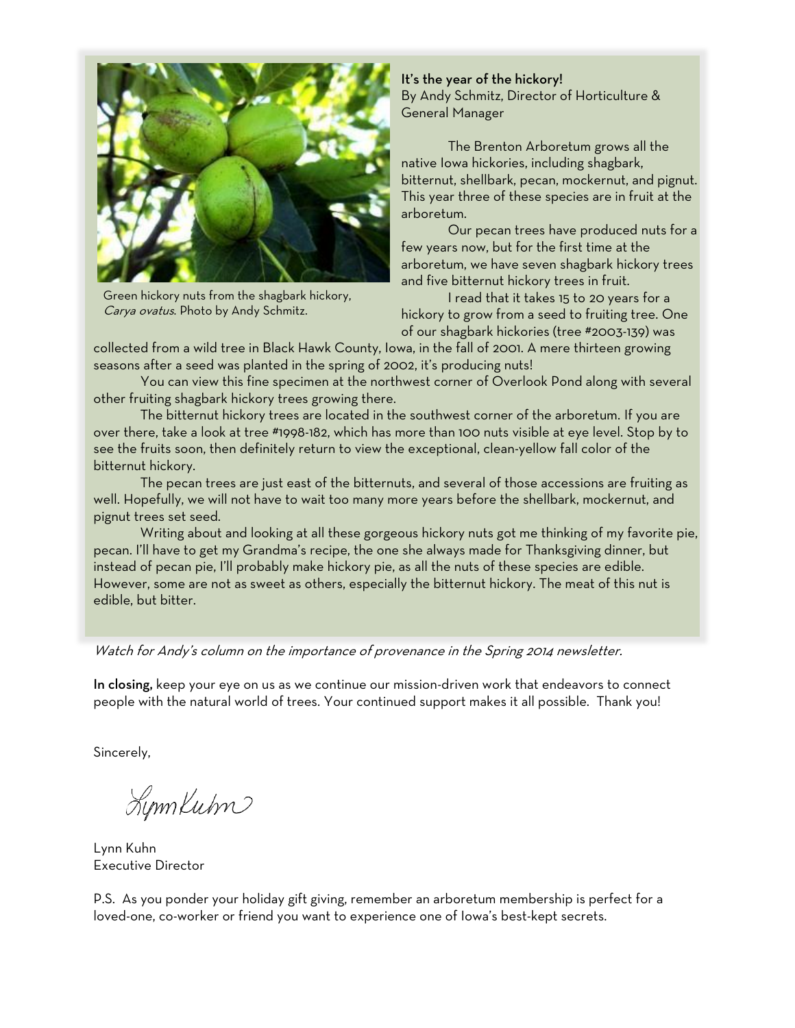Green hickory nuts from the shagbark hickory, *Carya ovatus*. Photo by Andy Schmitz.

**It's the year of the hickory!**
By Andy Schmitz, Director of Horticulture & General Manager

The Brenton Arboretum grows all the native Iowa hickories, including shagbark, bitternut, shellbark, pecan, mockernut, and pignut. This year three of these species are in fruit at the arboretum.

Our pecan trees have produced nuts for a few years now, but for the first time at the arboretum, we have seven shagbark hickory trees and five bitternut hickory trees in fruit.

I read that it takes 15 to 20 years for a hickory to grow from a seed to fruiting tree. One of our shagbark hickories (tree #2003-139) was collected from a wild tree in Black Hawk County, Iowa, in the fall of 2001. A mere thirteen growing seasons after a seed was planted in the spring of 2002, it's producing nuts!

You can view this fine specimen at the northwest corner of Overlook Pond along with several other fruiting shagbark hickory trees growing there.

The bitternut hickory trees are located in the southwest corner of the arboretum. If you are over there, take a look at tree #1998-182, which has more than 100 nuts visible at eye level. Stop by to see the fruits soon, then definitely return to view the exceptional, clean-yellow fall color of the bitternut hickory.

The pecan trees are just east of the bitternuts, and several of those accessions are fruiting as well. Hopefully, we will not have to wait too many more years before the shellbark, mockernut, and pignut trees set seed.

Writing about and looking at all these gorgeous hickory nuts got me thinking of my favorite pie, pecan. I'll have to get my Grandma's recipe, the one she always made for Thanksgiving dinner, but instead of pecan pie, I'll probably make hickory pie, as all the nuts of these species are edible. However, some are not as sweet as others, especially the bitternut hickory. The meat of this nut is edible, but bitter.

*Watch for Andy's column on the importance of provenance in the Spring 2014 newsletter.*

**In closing,** keep your eye on us as we continue our mission-driven work that endeavors to connect people with the natural world of trees. Your continued support makes it all possible. Thank you!

Sincerely,

Lynn Kuhn

Lynn Kuhn
Executive Director

P.S. As you ponder your holiday gift giving, remember an arboretum membership is perfect for a loved-one, co-worker or friend you want to experience one of Iowa's best-kept secrets.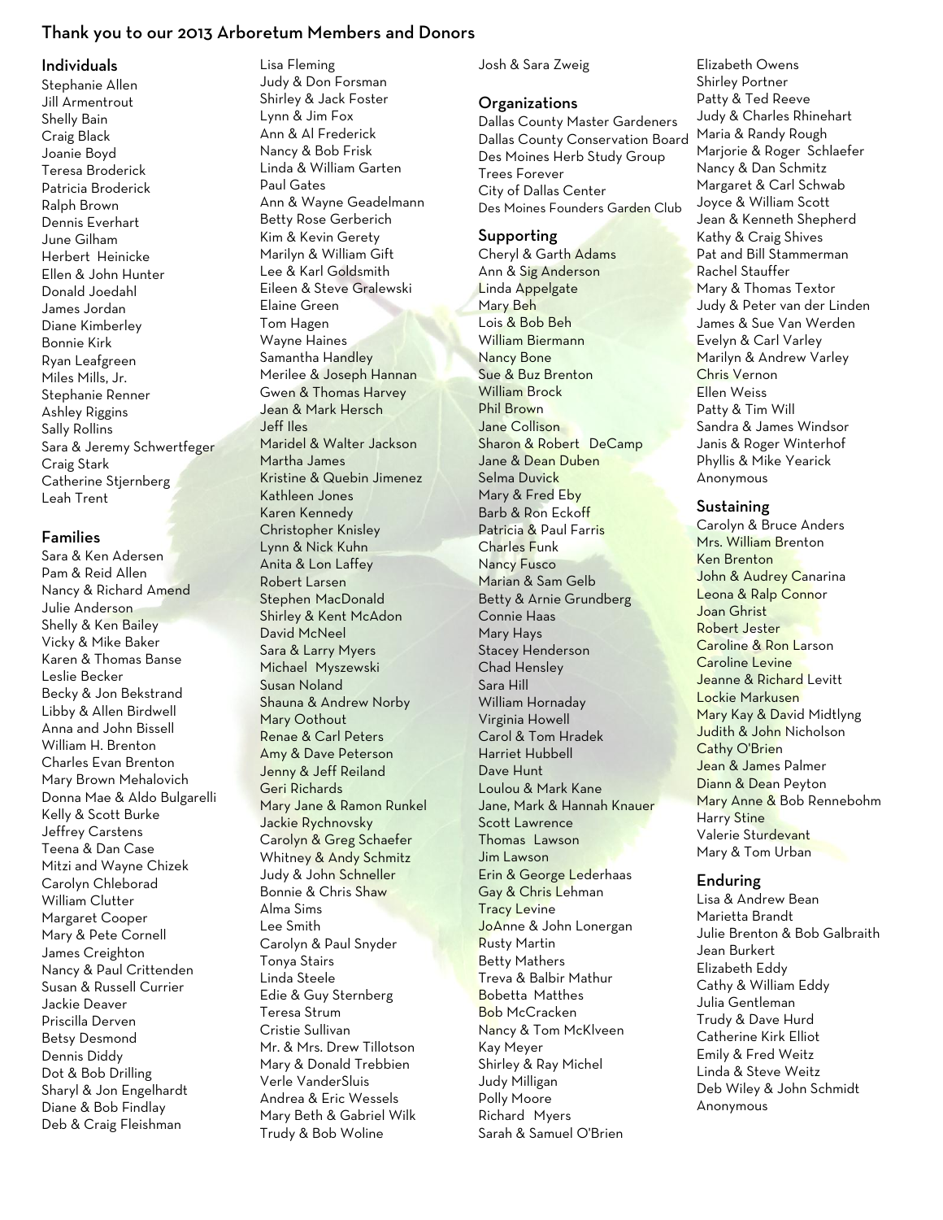## Thank you to our 2013 Arboretum Members and Donors

### Individuals

Stephanie Allen
Jill Armentrout
Shelly Bain
Craig Black
Joanie Boyd
Teresa Broderick
Patricia Broderick
Ralph Brown
Dennis Everhart
June Gilham
Herbert Heinicke
Ellen & John Hunter
Donald Joedahl
James Jordan
Diane Kimberley
Bonnie Kirk
Ryan Leafgreen
Miles Mills, Jr.
Stephanie Renner
Ashley Riggins
Sally Rollins
Sara & Jeremy Schwertfeger
Craig Stark
Catherine Stjernberg
Leah Trent

### Families

Sara & Ken Adersen
Pam & Reid Allen
Nancy & Richard Amend
Julie Anderson
Shelly & Ken Bailey
Vicky & Mike Baker
Karen & Thomas Banse
Leslie Becker
Becky & Jon Bekstrand
Libby & Allen Birdwell
Anna and John Bissell
William H. Brenton
Charles Evan Brenton
Mary Brown Mehalovich
Donna Mae & Aldo Bulgarelli
Kelly & Scott Burke
Jeffrey Carstens
Teena & Dan Case
Mitzi and Wayne Chizek
Carolyn Chleborad
William Clutter
Margaret Cooper
Mary & Pete Cornell
James Creighton
Nancy & Paul Crittenden
Susan & Russell Currier
Jackie Deaver
Priscilla Derven
Betsy Desmond
Dennis Diddy
Dot & Bob Drilling
Sharyl & Jon Engelhardt
Diane & Bob Findlay
Deb & Craig Fleishman
Lisa Fleming
Judy & Don Forsman
Shirley & Jack Foster
Lynn & Jim Fox
Ann & Al Frederick
Nancy & Bob Frisk
Linda & William Garten
Paul Gates
Ann & Wayne Geadelmann
Betty Rose Gerberich
Kim & Kevin Gerety
Marilyn & William Gift
Lee & Karl Goldsmith
Eileen & Steve Gralewski
Elaine Green
Tom Hagen
Wayne Haines
Samantha Handley
Merilee & Joseph Hannan
Gwen & Thomas Harvey
Jean & Mark Hersch
Jeff Iles
Maridel & Walter Jackson
Martha James
Kristine & Quebin Jimenez
Kathleen Jones
Karen Kennedy
Christopher Knisley
Lynn & Nick Kuhn
Anita & Lon Laffey
Robert Larsen
Stephen MacDonald
Shirley & Kent McAdon
David McNeel
Sara & Larry Myers
Michael Myszewski
Susan Noland
Shauna & Andrew Norby
Mary Oothout
Renae & Carl Peters
Amy & Dave Peterson
Jenny & Jeff Reiland
Geri Richards
Mary Jane & Ramon Runkel
Jackie Rychnovsky
Carolyn & Greg Schaefer
Whitney & Andy Schmitz
Judy & John Schneller
Bonnie & Chris Shaw
Alma Sims
Lee Smith
Carolyn & Paul Snyder
Tonya Stairs
Linda Steele
Edie & Guy Sternberg
Teresa Strum
Cristie Sullivan
Mr. & Mrs. Drew Tillotson
Mary & Donald Trebbien
Verle VanderSluis
Andrea & Eric Wessels
Mary Beth & Gabriel Wilk
Trudy & Bob Woline
Josh & Sara Zweig

### Organizations

Dallas County Master Gardeners
Dallas County Conservation Board
Des Moines Herb Study Group
Trees Forever
City of Dallas Center
Des Moines Founders Garden Club

### Supporting

Cheryl & Garth Adams
Ann & Sig Anderson
Linda Appelgate
Mary Beh
Lois & Bob Beh
William Biermann
Nancy Bone
Sue & Buz Brenton
William Brock
Phil Brown
Jane Collison
Sharon & Robert DeCamp
Jane & Dean Duben
Selma Duvick
Mary & Fred Eby
Barb & Ron Eckoff
Patricia & Paul Farris
Charles Funk
Nancy Fusco
Marian & Sam Gelb
Betty & Arnie Grundberg
Connie Haas
Mary Hays
Stacey Henderson
Chad Hensley
Sara Hill
William Hornaday
Virginia Howell
Carol & Tom Hradek
Harriet Hubbell
Dave Hunt
Loulou & Mark Kane
Jane, Mark & Hannah Knauer
Scott Lawrence
Thomas Lawson
Jim Lawson
Erin & George Lederhaas
Gay & Chris Lehman
Tracy Levine
JoAnne & John Lonergan
Rusty Martin
Betty Mathers
Treva & Balbir Mathur
Bobetta Matthes
Bob McCracken
Nancy & Tom McKlveen
Kay Meyer
Shirley & Ray Michel
Judy Milligan
Polly Moore
Richard Myers
Sarah & Samuel O'Brien
Elizabeth Owens
Shirley Portner
Patty & Ted Reeve
Judy & Charles Rhinehart
Maria & Randy Rough
Marjorie & Roger Schlaefer
Nancy & Dan Schmitz
Margaret & Carl Schwab
Joyce & William Scott
Jean & Kenneth Shepherd
Kathy & Craig Shives
Pat and Bill Stammerman
Rachel Stauffer
Mary & Thomas Textor
Judy & Peter van der Linden
James & Sue Van Werden
Evelyn & Carl Varley
Marilyn & Andrew Varley
Chris Vernon
Ellen Weiss
Patty & Tim Will
Sandra & James Windsor
Janis & Roger Winterhof
Phyllis & Mike Yearick
Anonymous

### Sustaining

Carolyn & Bruce Anders
Mrs. William Brenton
Ken Brenton
John & Audrey Canarina
Leona & Ralp Connor
Joan Ghrist
Robert Jester
Caroline & Ron Larson
Caroline Levine
Jeanne & Richard Levitt
Lockie Markusen
Mary Kay & David Midtlyng
Judith & John Nicholson
Cathy O'Brien
Jean & James Palmer
Diann & Dean Peyton
Mary Anne & Bob Rennebohm
Harry Stine
Valerie Sturdevant
Mary & Tom Urban

### Enduring

Lisa & Andrew Bean
Marietta Brandt
Julie Brenton & Bob Galbraith
Jean Burkert
Elizabeth Eddy
Cathy & William Eddy
Julia Gentleman
Trudy & Dave Hurd
Catherine Kirk Elliot
Emily & Fred Weitz
Linda & Steve Weitz
Deb Wiley & John Schmidt
Anonymous